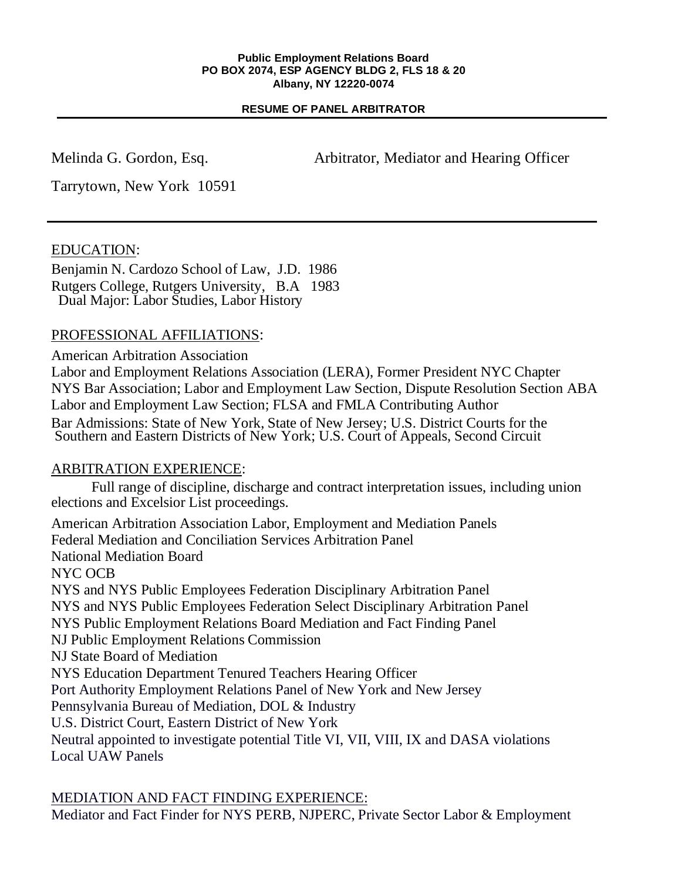**Public Employment Relations Board**
**PO BOX 2074, ESP AGENCY BLDG 2, FLS 18 & 20**
**Albany, NY 12220-0074**

**RESUME OF PANEL ARBITRATOR**

---

Melinda G. Gordon, Esq. — Arbitrator, Mediator and Hearing Officer

Tarrytown, New York 10591

---

## EDUCATION:

Benjamin N. Cardozo School of Law, J.D. 1986
Rutgers College, Rutgers University, B.A 1983
Dual Major: Labor Studies, Labor History

## PROFESSIONAL AFFILIATIONS:

American Arbitration Association
Labor and Employment Relations Association (LERA), Former President NYC Chapter
NYS Bar Association; Labor and Employment Law Section, Dispute Resolution Section ABA
Labor and Employment Law Section; FLSA and FMLA Contributing Author
Bar Admissions: State of New York, State of New Jersey; U.S. District Courts for the Southern and Eastern Districts of New York; U.S. Court of Appeals, Second Circuit

## ARBITRATION EXPERIENCE:

Full range of discipline, discharge and contract interpretation issues, including union elections and Excelsior List proceedings.

American Arbitration Association Labor, Employment and Mediation Panels
Federal Mediation and Conciliation Services Arbitration Panel
National Mediation Board
NYC OCB
NYS and NYS Public Employees Federation Disciplinary Arbitration Panel
NYS and NYS Public Employees Federation Select Disciplinary Arbitration Panel
NYS Public Employment Relations Board Mediation and Fact Finding Panel
NJ Public Employment Relations Commission
NJ State Board of Mediation
NYS Education Department Tenured Teachers Hearing Officer
Port Authority Employment Relations Panel of New York and New Jersey
Pennsylvania Bureau of Mediation, DOL & Industry
U.S. District Court, Eastern District of New York
Neutral appointed to investigate potential Title VI, VII, VIII, IX and DASA violations
Local UAW Panels

## MEDIATION AND FACT FINDING EXPERIENCE:

Mediator and Fact Finder for NYS PERB, NJPERC, Private Sector Labor & Employment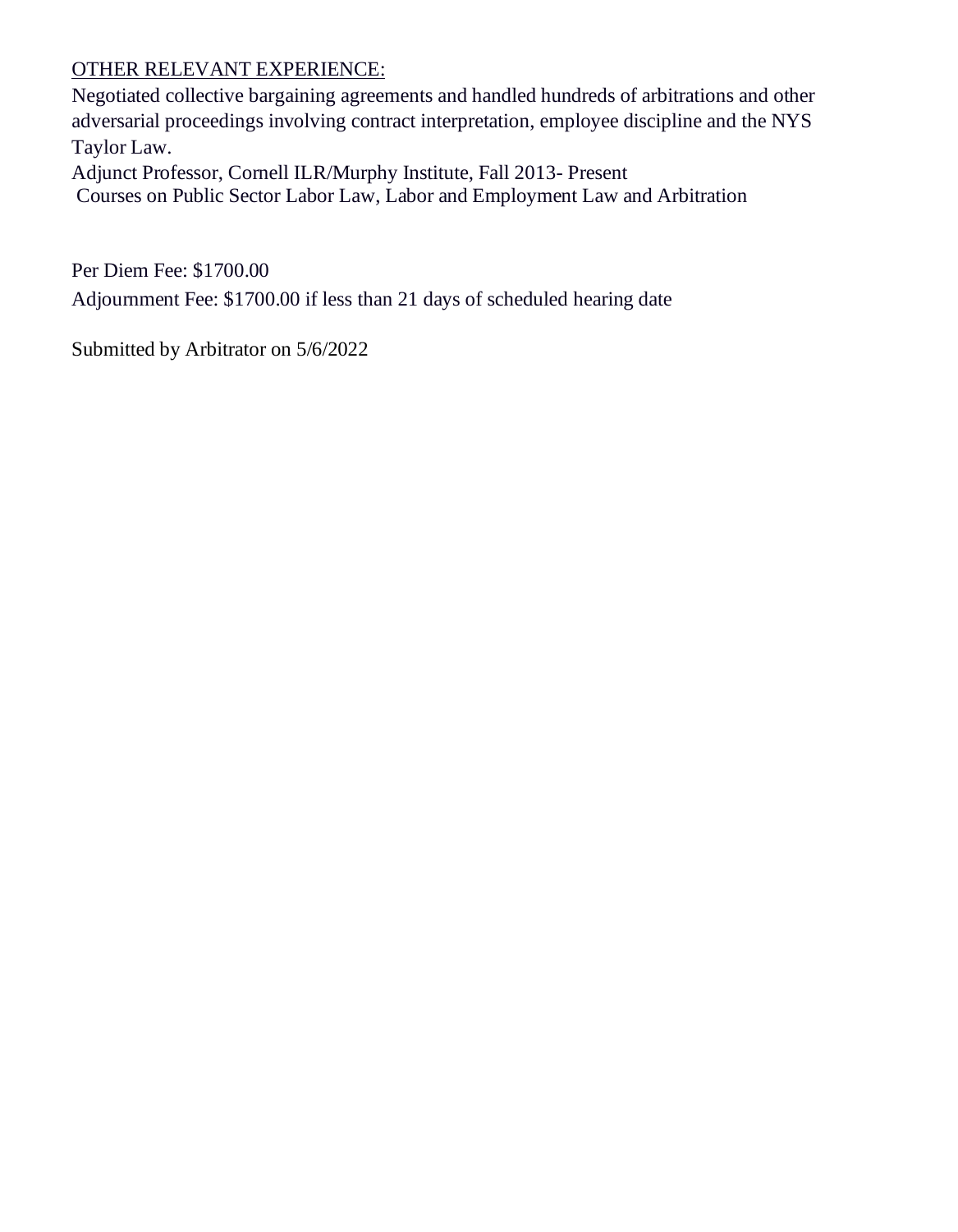<u>OTHER RELEVANT EXPERIENCE:</u>

Negotiated collective bargaining agreements and handled hundreds of arbitrations and other adversarial proceedings involving contract interpretation, employee discipline and the NYS Taylor Law.

Adjunct Professor, Cornell ILR/Murphy Institute, Fall 2013- Present
Courses on Public Sector Labor Law, Labor and Employment Law and Arbitration

Per Diem Fee: $1700.00

Adjournment Fee: $1700.00 if less than 21 days of scheduled hearing date

Submitted by Arbitrator on 5/6/2022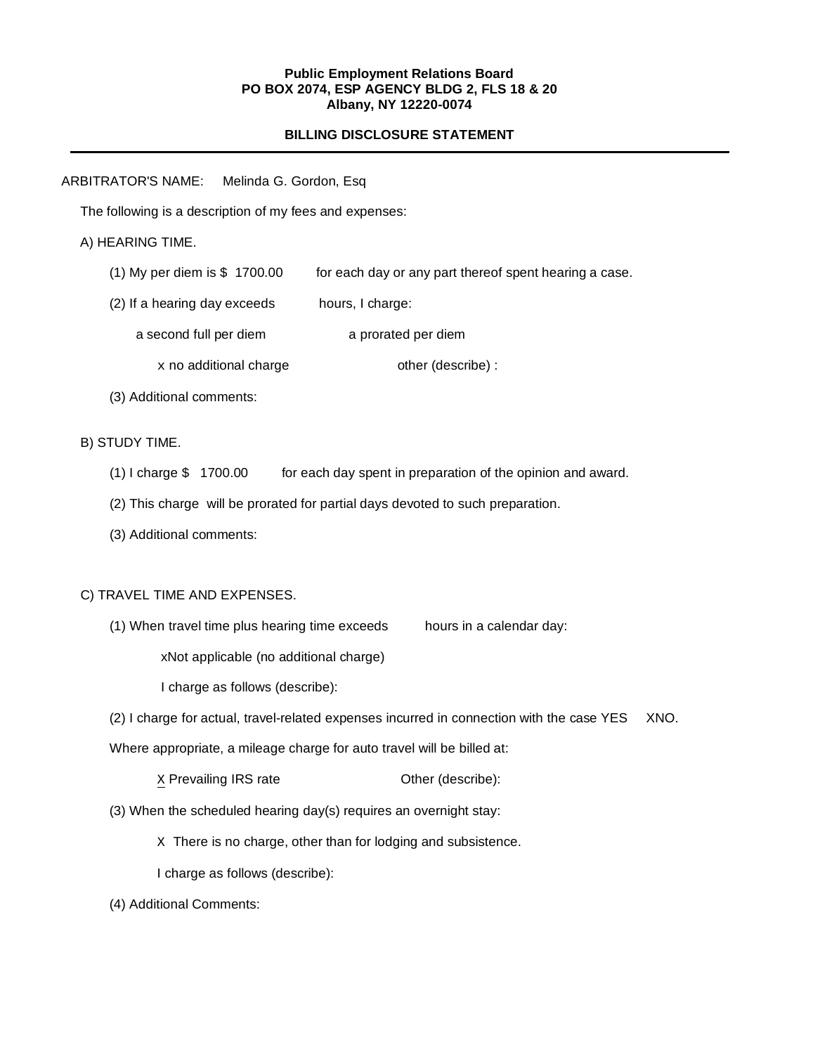**Public Employment Relations Board**
**PO BOX 2074, ESP AGENCY BLDG 2, FLS 18 & 20**
**Albany, NY 12220-0074**

**BILLING DISCLOSURE STATEMENT**

---

ARBITRATOR'S NAME: Melinda G. Gordon, Esq

The following is a description of my fees and expenses:

A) HEARING TIME.

(1) My per diem is $ 1700.00 for each day or any part thereof spent hearing a case.

(2) If a hearing day exceeds hours, I charge:

a second full per diem a prorated per diem

x no additional charge other (describe) :

(3) Additional comments:

B) STUDY TIME.

(1) I charge $ 1700.00 for each day spent in preparation of the opinion and award.

(2) This charge will be prorated for partial days devoted to such preparation.

(3) Additional comments:

C) TRAVEL TIME AND EXPENSES.

(1) When travel time plus hearing time exceeds hours in a calendar day:

xNot applicable (no additional charge)

I charge as follows (describe):

(2) I charge for actual, travel-related expenses incurred in connection with the case YES XNO.

Where appropriate, a mileage charge for auto travel will be billed at:

X Prevailing IRS rate Other (describe):

(3) When the scheduled hearing day(s) requires an overnight stay:

X There is no charge, other than for lodging and subsistence.

I charge as follows (describe):

(4) Additional Comments: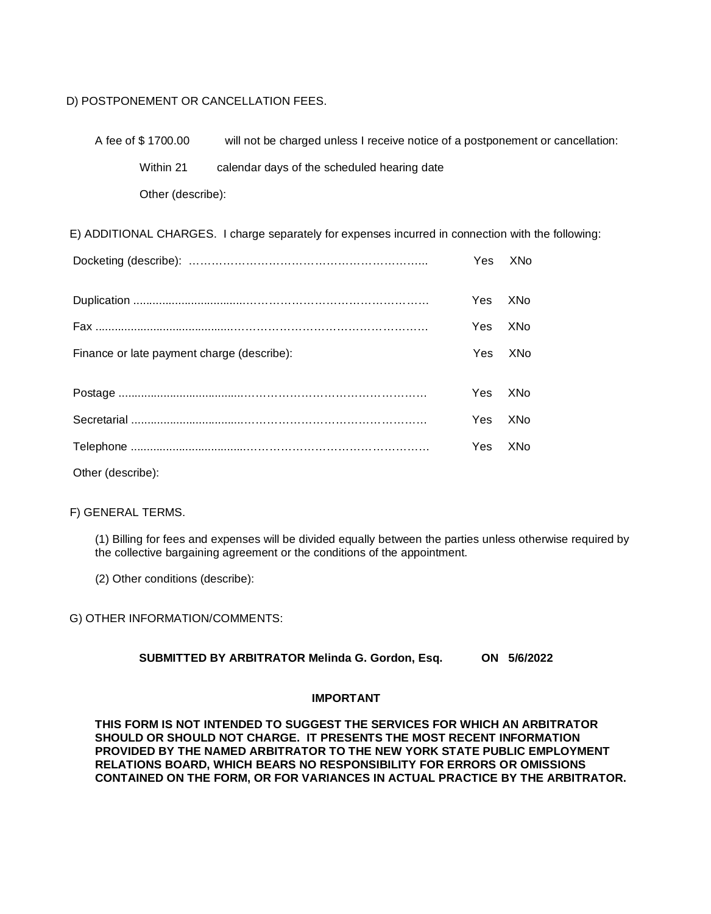D) POSTPONEMENT OR CANCELLATION FEES.

A fee of $ 1700.00 will not be charged unless I receive notice of a postponement or cancellation:

Within 21 calendar days of the scheduled hearing date

Other (describe):

E) ADDITIONAL CHARGES. I charge separately for expenses incurred in connection with the following:

| | | |
|---|---|---|
| Docketing (describe): ………………………………………………….. | Yes | XNo |
| Duplication ……………………………………………………………… | Yes | XNo |
| Fax ………………………………………………………………………… | Yes | XNo |
| Finance or late payment charge (describe): | Yes | XNo |
| Postage …………………………………………………………………… | Yes | XNo |
| Secretarial ………………………………………………………………… | Yes | XNo |
| Telephone ………………………………………………………………… | Yes | XNo |

Other (describe):

F) GENERAL TERMS.

(1) Billing for fees and expenses will be divided equally between the parties unless otherwise required by the collective bargaining agreement or the conditions of the appointment.

(2) Other conditions (describe):

G) OTHER INFORMATION/COMMENTS:

**SUBMITTED BY ARBITRATOR Melinda G. Gordon, Esq. ON 5/6/2022**

**IMPORTANT**

**THIS FORM IS NOT INTENDED TO SUGGEST THE SERVICES FOR WHICH AN ARBITRATOR SHOULD OR SHOULD NOT CHARGE. IT PRESENTS THE MOST RECENT INFORMATION PROVIDED BY THE NAMED ARBITRATOR TO THE NEW YORK STATE PUBLIC EMPLOYMENT RELATIONS BOARD, WHICH BEARS NO RESPONSIBILITY FOR ERRORS OR OMISSIONS CONTAINED ON THE FORM, OR FOR VARIANCES IN ACTUAL PRACTICE BY THE ARBITRATOR.**